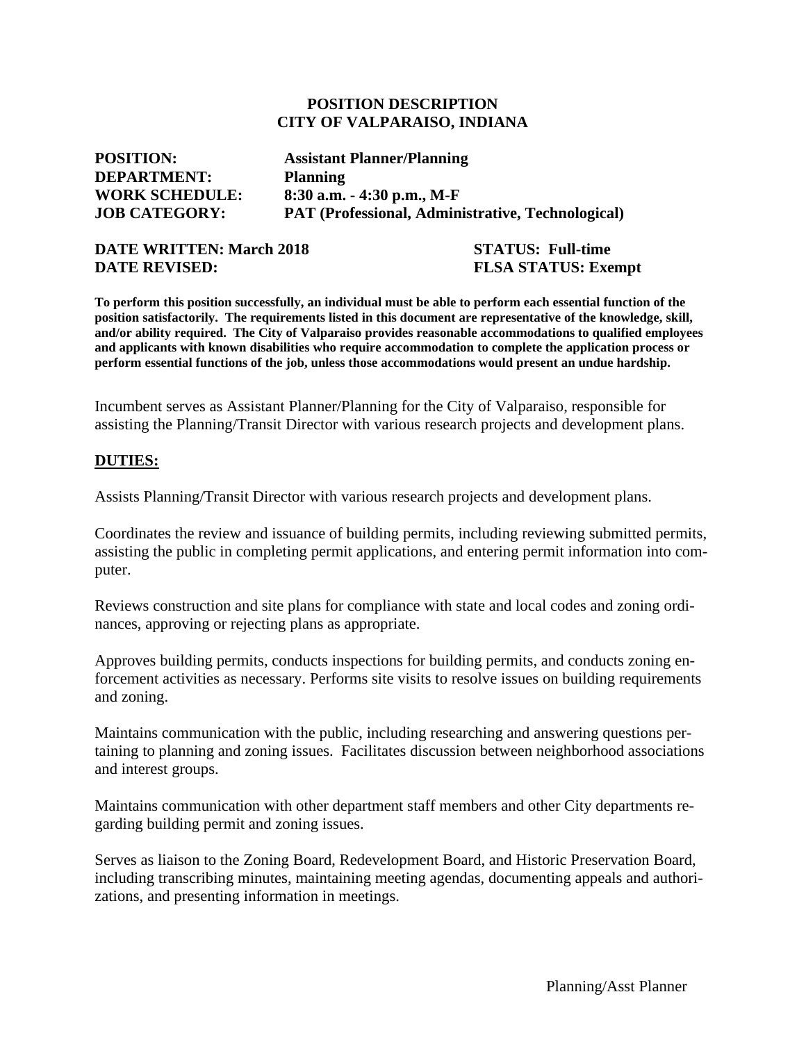# POSITION DESCRIPTION
# CITY OF VALPARAISO, INDIANA

**POSITION:** **Assistant Planner/Planning**
**DEPARTMENT:** **Planning**
**WORK SCHEDULE:** **8:30 a.m. - 4:30 p.m., M-F**
**JOB CATEGORY:** **PAT (Professional, Administrative, Technological)**

**DATE WRITTEN: March 2018** **STATUS: Full-time**
**DATE REVISED:** **FLSA STATUS: Exempt**

**To perform this position successfully, an individual must be able to perform each essential function of the position satisfactorily. The requirements listed in this document are representative of the knowledge, skill, and/or ability required. The City of Valparaiso provides reasonable accommodations to qualified employees and applicants with known disabilities who require accommodation to complete the application process or perform essential functions of the job, unless those accommodations would present an undue hardship.**

Incumbent serves as Assistant Planner/Planning for the City of Valparaiso, responsible for assisting the Planning/Transit Director with various research projects and development plans.

## DUTIES:

Assists Planning/Transit Director with various research projects and development plans.

Coordinates the review and issuance of building permits, including reviewing submitted permits, assisting the public in completing permit applications, and entering permit information into computer.

Reviews construction and site plans for compliance with state and local codes and zoning ordinances, approving or rejecting plans as appropriate.

Approves building permits, conducts inspections for building permits, and conducts zoning enforcement activities as necessary. Performs site visits to resolve issues on building requirements and zoning.

Maintains communication with the public, including researching and answering questions pertaining to planning and zoning issues. Facilitates discussion between neighborhood associations and interest groups.

Maintains communication with other department staff members and other City departments regarding building permit and zoning issues.

Serves as liaison to the Zoning Board, Redevelopment Board, and Historic Preservation Board, including transcribing minutes, maintaining meeting agendas, documenting appeals and authorizations, and presenting information in meetings.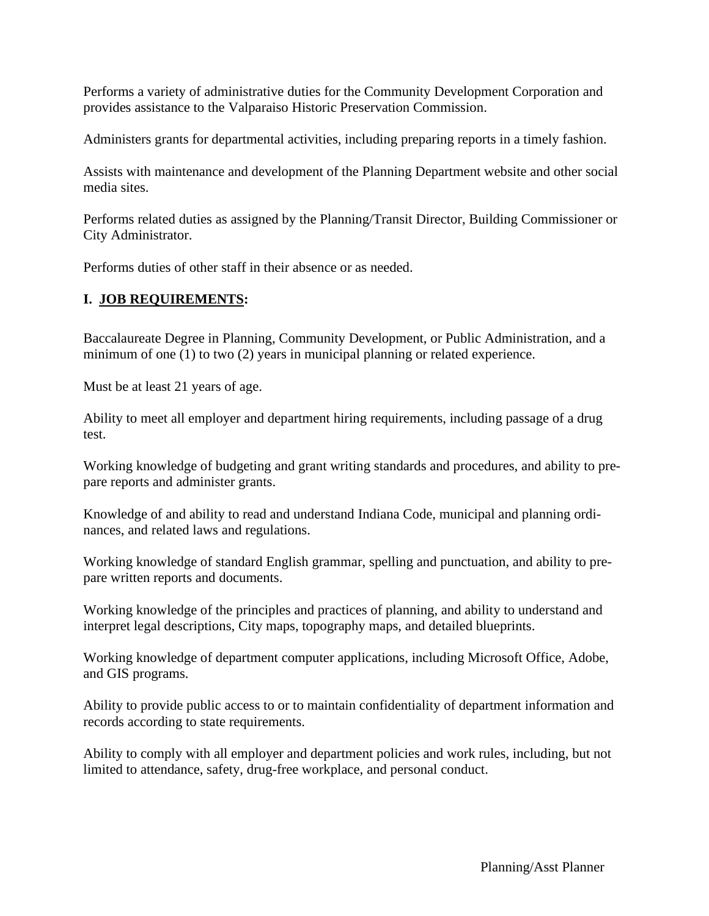Performs a variety of administrative duties for the Community Development Corporation and provides assistance to the Valparaiso Historic Preservation Commission.

Administers grants for departmental activities, including preparing reports in a timely fashion.

Assists with maintenance and development of the Planning Department website and other social media sites.

Performs related duties as assigned by the Planning/Transit Director, Building Commissioner or City Administrator.

Performs duties of other staff in their absence or as needed.

## I. **JOB REQUIREMENTS:**

Baccalaureate Degree in Planning, Community Development, or Public Administration, and a minimum of one (1) to two (2) years in municipal planning or related experience.

Must be at least 21 years of age.

Ability to meet all employer and department hiring requirements, including passage of a drug test.

Working knowledge of budgeting and grant writing standards and procedures, and ability to prepare reports and administer grants.

Knowledge of and ability to read and understand Indiana Code, municipal and planning ordinances, and related laws and regulations.

Working knowledge of standard English grammar, spelling and punctuation, and ability to prepare written reports and documents.

Working knowledge of the principles and practices of planning, and ability to understand and interpret legal descriptions, City maps, topography maps, and detailed blueprints.

Working knowledge of department computer applications, including Microsoft Office, Adobe, and GIS programs.

Ability to provide public access to or to maintain confidentiality of department information and records according to state requirements.

Ability to comply with all employer and department policies and work rules, including, but not limited to attendance, safety, drug-free workplace, and personal conduct.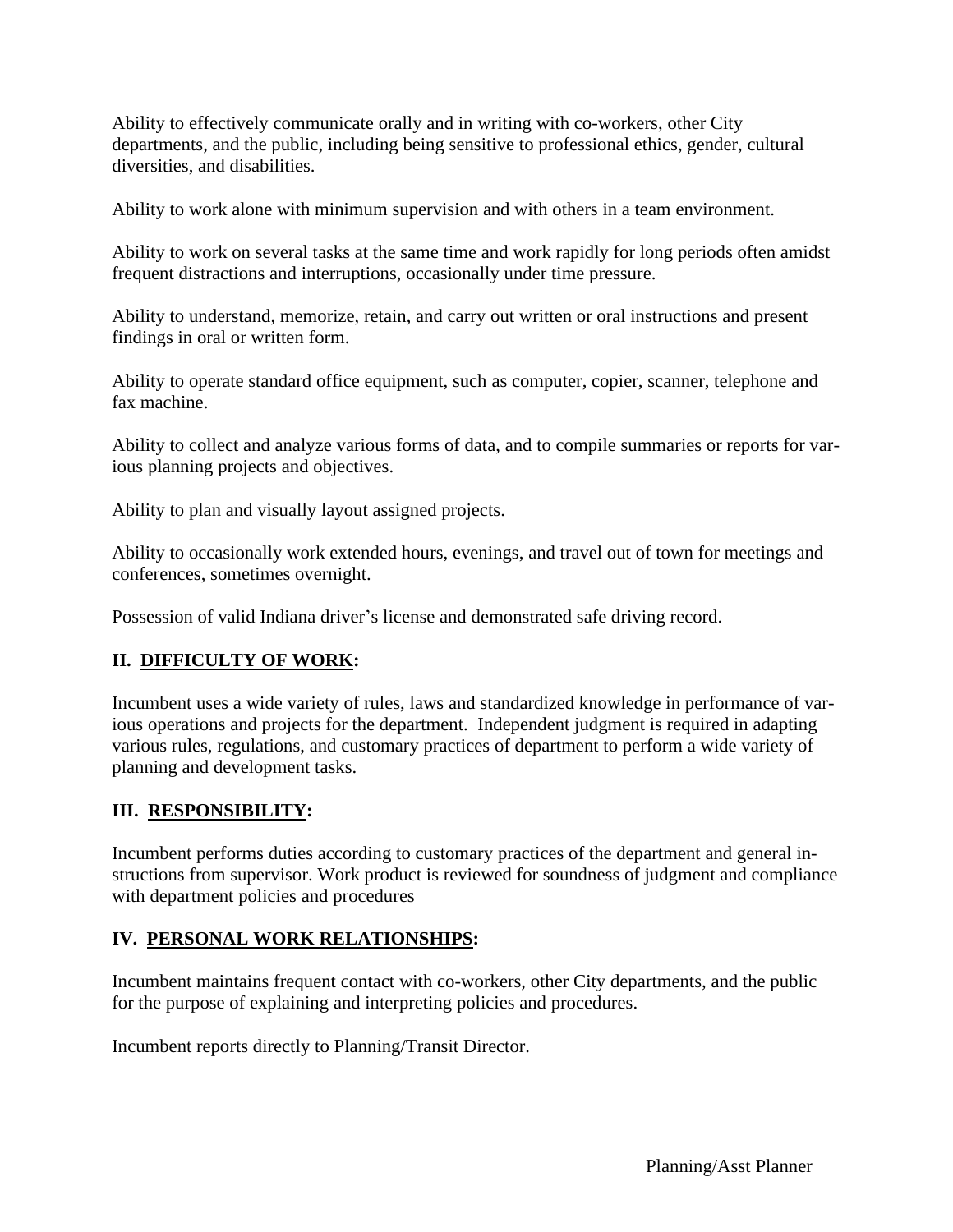Ability to effectively communicate orally and in writing with co-workers, other City departments, and the public, including being sensitive to professional ethics, gender, cultural diversities, and disabilities.

Ability to work alone with minimum supervision and with others in a team environment.

Ability to work on several tasks at the same time and work rapidly for long periods often amidst frequent distractions and interruptions, occasionally under time pressure.

Ability to understand, memorize, retain, and carry out written or oral instructions and present findings in oral or written form.

Ability to operate standard office equipment, such as computer, copier, scanner, telephone and fax machine.

Ability to collect and analyze various forms of data, and to compile summaries or reports for various planning projects and objectives.

Ability to plan and visually layout assigned projects.

Ability to occasionally work extended hours, evenings, and travel out of town for meetings and conferences, sometimes overnight.

Possession of valid Indiana driver's license and demonstrated safe driving record.

## II. DIFFICULTY OF WORK:

Incumbent uses a wide variety of rules, laws and standardized knowledge in performance of various operations and projects for the department. Independent judgment is required in adapting various rules, regulations, and customary practices of department to perform a wide variety of planning and development tasks.

## III. RESPONSIBILITY:

Incumbent performs duties according to customary practices of the department and general instructions from supervisor. Work product is reviewed for soundness of judgment and compliance with department policies and procedures

## IV. PERSONAL WORK RELATIONSHIPS:

Incumbent maintains frequent contact with co-workers, other City departments, and the public for the purpose of explaining and interpreting policies and procedures.

Incumbent reports directly to Planning/Transit Director.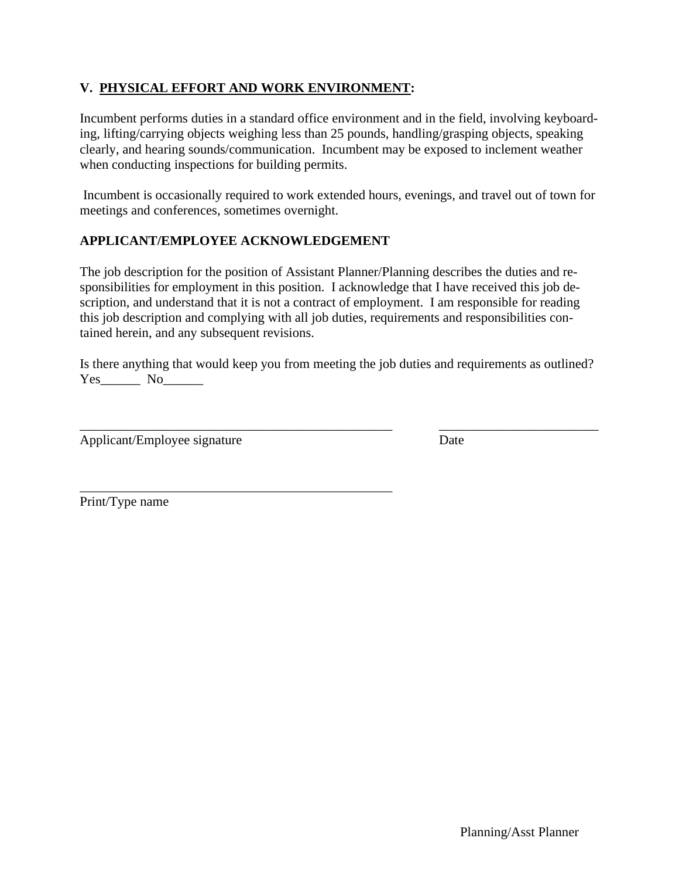## V. PHYSICAL EFFORT AND WORK ENVIRONMENT:

Incumbent performs duties in a standard office environment and in the field, involving keyboarding, lifting/carrying objects weighing less than 25 pounds, handling/grasping objects, speaking clearly, and hearing sounds/communication. Incumbent may be exposed to inclement weather when conducting inspections for building permits.

Incumbent is occasionally required to work extended hours, evenings, and travel out of town for meetings and conferences, sometimes overnight.

**APPLICANT/EMPLOYEE ACKNOWLEDGEMENT**

The job description for the position of Assistant Planner/Planning describes the duties and responsibilities for employment in this position. I acknowledge that I have received this job description, and understand that it is not a contract of employment. I am responsible for reading this job description and complying with all job duties, requirements and responsibilities contained herein, and any subsequent revisions.

Is there anything that would keep you from meeting the job duties and requirements as outlined?
Yes______ No______

_________________________________________________ ________________________
Applicant/Employee signature Date

_________________________________________________
Print/Type name

Planning/Asst Planner